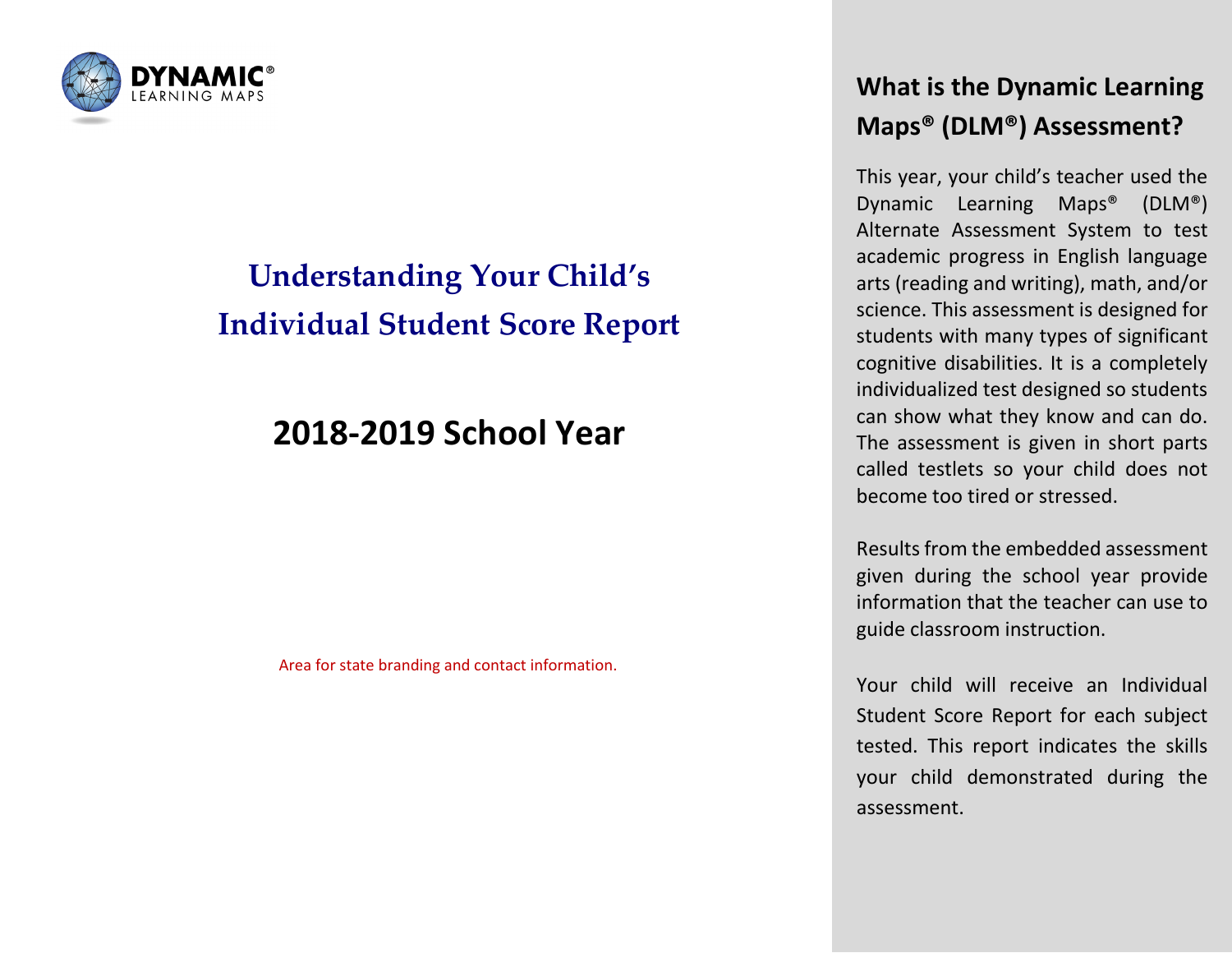DYNAMIC® LEARNING MAPS

# Understanding Your Child's Individual Student Score Report

## 2018-2019 School Year

Area for state branding and contact information.

## What is the Dynamic Learning Maps® (DLM®) Assessment?

This year, your child's teacher used the Dynamic Learning Maps® (DLM®) Alternate Assessment System to test academic progress in English language arts (reading and writing), math, and/or science. This assessment is designed for students with many types of significant cognitive disabilities. It is a completely individualized test designed so students can show what they know and can do. The assessment is given in short parts called testlets so your child does not become too tired or stressed.

Results from the embedded assessment given during the school year provide information that the teacher can use to guide classroom instruction.

Your child will receive an Individual Student Score Report for each subject tested. This report indicates the skills your child demonstrated during the assessment.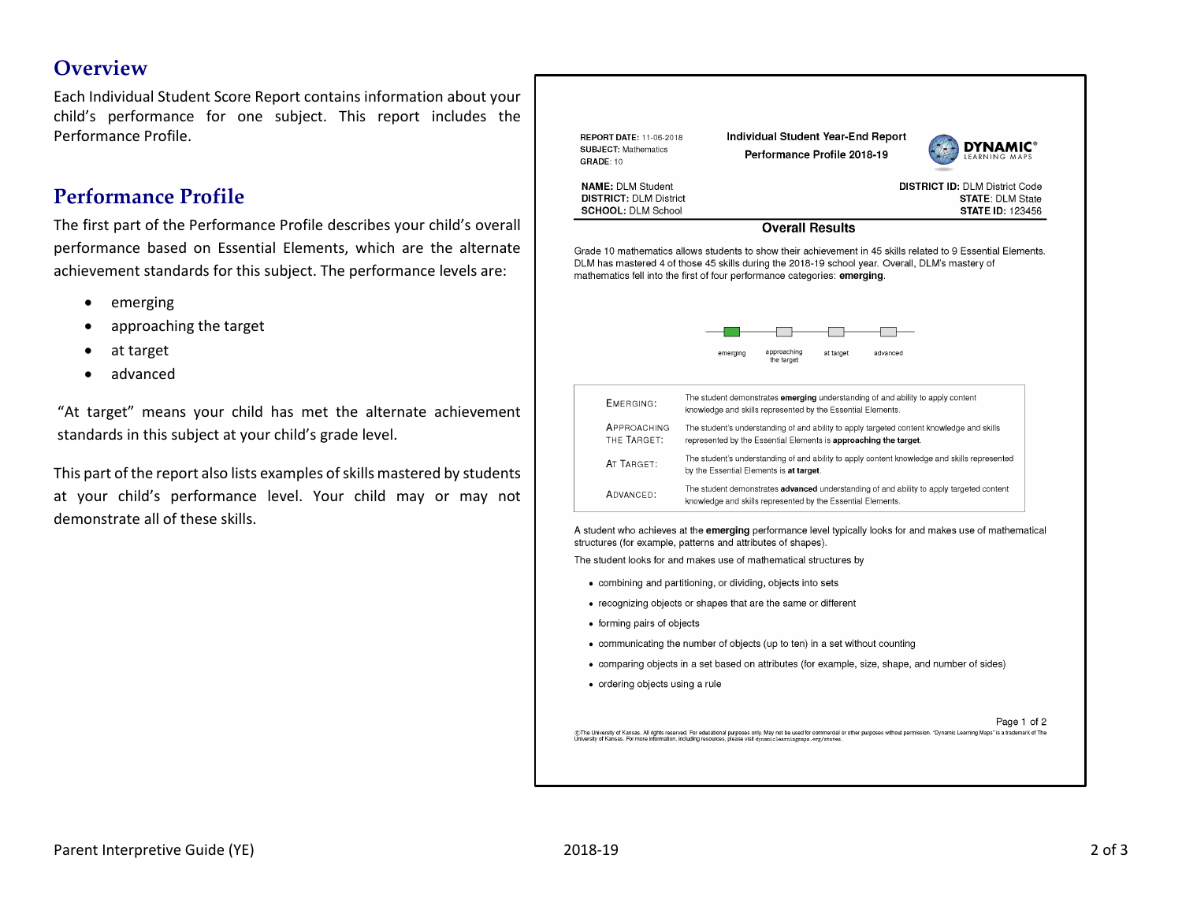## Overview

Each Individual Student Score Report contains information about your child's performance for one subject. This report includes the Performance Profile.

## Performance Profile

The first part of the Performance Profile describes your child's overall performance based on Essential Elements, which are the alternate achievement standards for this subject. The performance levels are:

- emerging
- approaching the target
- at target
- advanced

"At target" means your child has met the alternate achievement standards in this subject at your child's grade level.

This part of the report also lists examples of skills mastered by students at your child's performance level. Your child may or may not demonstrate all of these skills.

---

**REPORT DATE:** 11-06-2018
**SUBJECT:** Mathematics
**GRADE:** 10

**Individual Student Year-End Report**
**Performance Profile 2018-19**

DYNAMIC® LEARNING MAPS

**NAME:** DLM Student
**DISTRICT:** DLM District
**SCHOOL:** DLM School

**DISTRICT ID:** DLM District Code
**STATE:** DLM State
**STATE ID:** 123456

### Overall Results

Grade 10 mathematics allows students to show their achievement in 45 skills related to 9 Essential Elements. DLM has mastered 4 of those 45 skills during the 2018-19 school year. Overall, DLM's mastery of mathematics fell into the first of four performance categories: **emerging**.

emerging | approaching the target | at target | advanced

| | |
|---|---|
| EMERGING: | The student demonstrates **emerging** understanding of and ability to apply content knowledge and skills represented by the Essential Elements. |
| APPROACHING THE TARGET: | The student's understanding of and ability to apply targeted content knowledge and skills represented by the Essential Elements is **approaching the target**. |
| AT TARGET: | The student's understanding of and ability to apply content knowledge and skills represented by the Essential Elements is **at target**. |
| ADVANCED: | The student demonstrates **advanced** understanding of and ability to apply targeted content knowledge and skills represented by the Essential Elements. |

A student who achieves at the **emerging** performance level typically looks for and makes use of mathematical structures (for example, patterns and attributes of shapes).

The student looks for and makes use of mathematical structures by

- combining and partitioning, or dividing, objects into sets
- recognizing objects or shapes that are the same or different
- forming pairs of objects
- communicating the number of objects (up to ten) in a set without counting
- comparing objects in a set based on attributes (for example, size, shape, and number of sides)
- ordering objects using a rule

Page 1 of 2

©The University of Kansas. All rights reserved. For educational purposes only. May not be used for commercial or other purposes without permission. "Dynamic Learning Maps" is a trademark of The University of Kansas. For more information, including resources, please visit dynamiclearningmaps.org/states.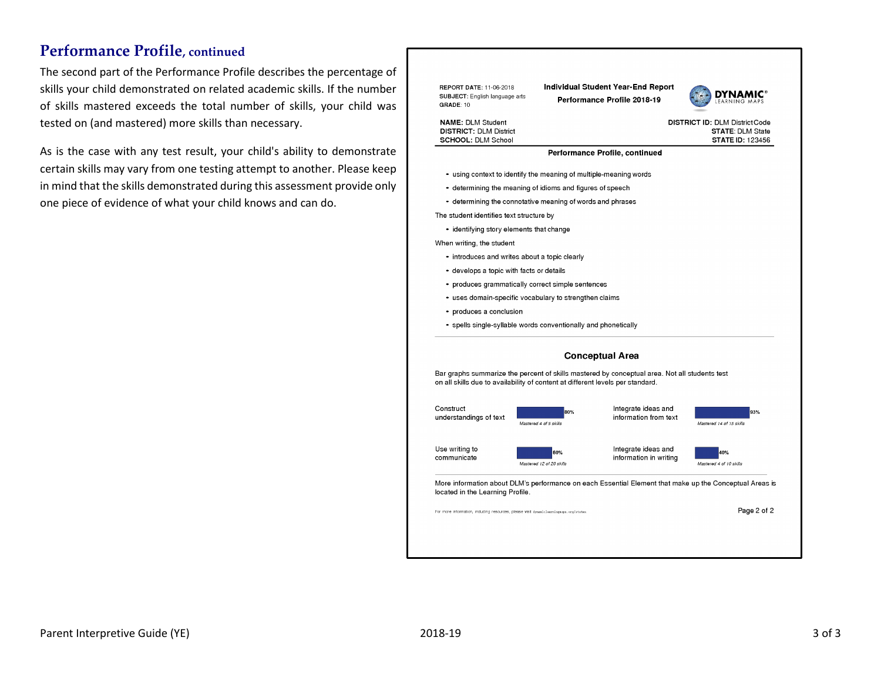# Performance Profile, continued

The second part of the Performance Profile describes the percentage of skills your child demonstrated on related academic skills. If the number of skills mastered exceeds the total number of skills, your child was tested on (and mastered) more skills than necessary.

As is the case with any test result, your child's ability to demonstrate certain skills may vary from one testing attempt to another. Please keep in mind that the skills demonstrated during this assessment provide only one piece of evidence of what your child knows and can do.

REPORT DATE: 11-06-2018
SUBJECT: English language arts
GRADE: 10

**Individual Student Year-End Report**

**Performance Profile 2018-19**

DYNAMIC® LEARNING MAPS

**NAME:** DLM Student
**DISTRICT:** DLM District
**SCHOOL:** DLM School

**DISTRICT ID:** DLM District Code
**STATE:** DLM State
**STATE ID:** 123456

**Performance Profile, continued**

- using context to identify the meaning of multiple-meaning words
- determining the meaning of idioms and figures of speech
- determining the connotative meaning of words and phrases

The student identifies text structure by

- identifying story elements that change

When writing, the student

- introduces and writes about a topic clearly
- develops a topic with facts or details
- produces grammatically correct simple sentences
- uses domain-specific vocabulary to strengthen claims
- produces a conclusion
- spells single-syllable words conventionally and phonetically

## Conceptual Area

Bar graphs summarize the percent of skills mastered by conceptual area. Not all students test on all skills due to availability of content at different levels per standard.

Construct understandings of text
80%
Mastered 4 of 5 skills

Integrate ideas and information from text
93%
Mastered 14 of 15 skills

Use writing to communicate
60%
Mastered 12 of 20 skills

Integrate ideas and information in writing
40%
Mastered 4 of 10 skills

More information about DLM's performance on each Essential Element that make up the Conceptual Areas is located in the Learning Profile.

For more information, including resources, please visit dynamiclearningmaps.org/states.

Page 2 of 2